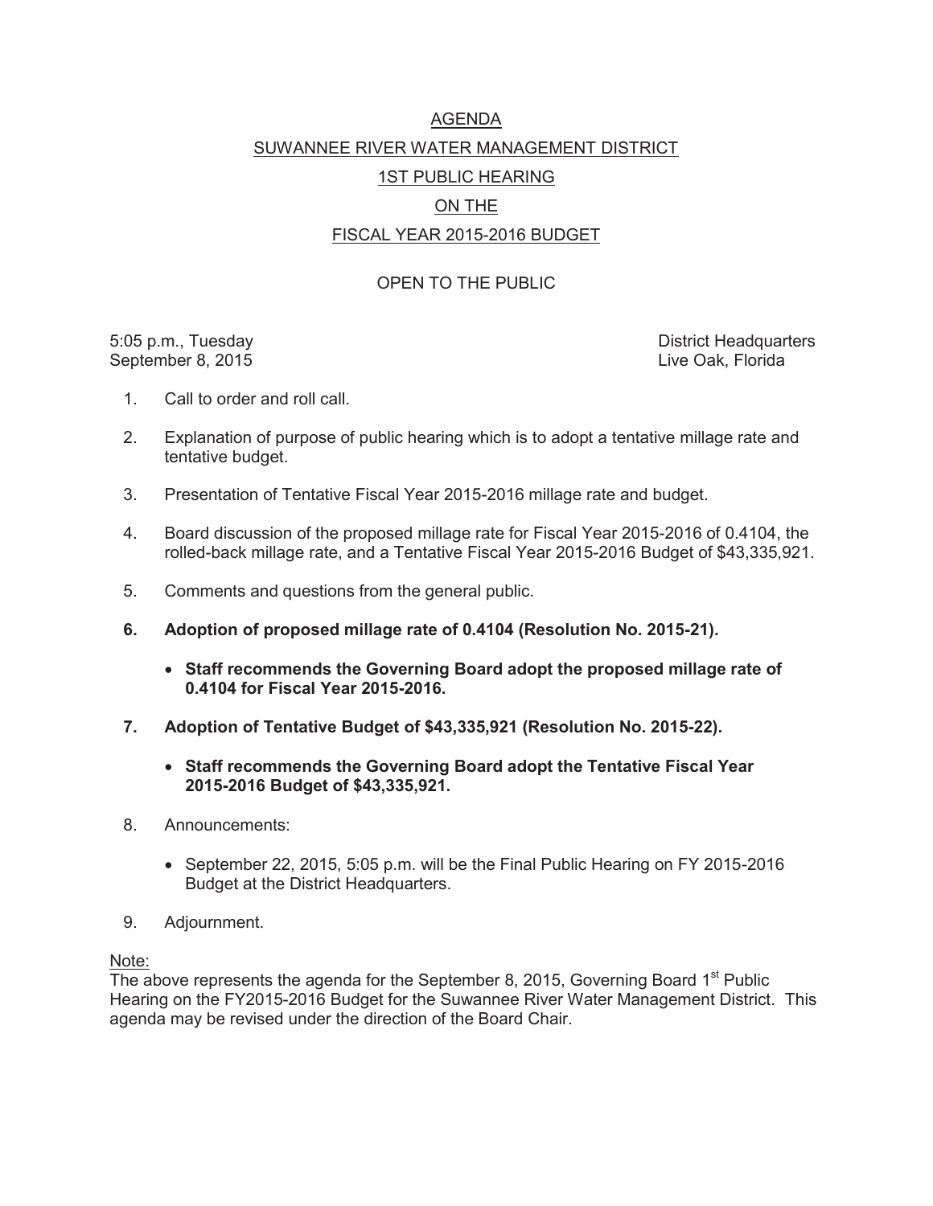# AGENDA

## SUWANNEE RIVER WATER MANAGEMENT DISTRICT

## 1ST PUBLIC HEARING

## ON THE

## FISCAL YEAR 2015-2016 BUDGET

OPEN TO THE PUBLIC

5:05 p.m., Tuesday
September 8, 2015

District Headquarters
Live Oak, Florida

1. Call to order and roll call.

2. Explanation of purpose of public hearing which is to adopt a tentative millage rate and tentative budget.

3. Presentation of Tentative Fiscal Year 2015-2016 millage rate and budget.

4. Board discussion of the proposed millage rate for Fiscal Year 2015-2016 of 0.4104, the rolled-back millage rate, and a Tentative Fiscal Year 2015-2016 Budget of $43,335,921.

5. Comments and questions from the general public.

6. **Adoption of proposed millage rate of 0.4104 (Resolution No. 2015-21).**

   - **Staff recommends the Governing Board adopt the proposed millage rate of 0.4104 for Fiscal Year 2015-2016.**

7. **Adoption of Tentative Budget of $43,335,921 (Resolution No. 2015-22).**

   - **Staff recommends the Governing Board adopt the Tentative Fiscal Year 2015-2016 Budget of $43,335,921.**

8. Announcements:

   - September 22, 2015, 5:05 p.m. will be the Final Public Hearing on FY 2015-2016 Budget at the District Headquarters.

9. Adjournment.

Note:
The above represents the agenda for the September 8, 2015, Governing Board 1st Public Hearing on the FY2015-2016 Budget for the Suwannee River Water Management District. This agenda may be revised under the direction of the Board Chair.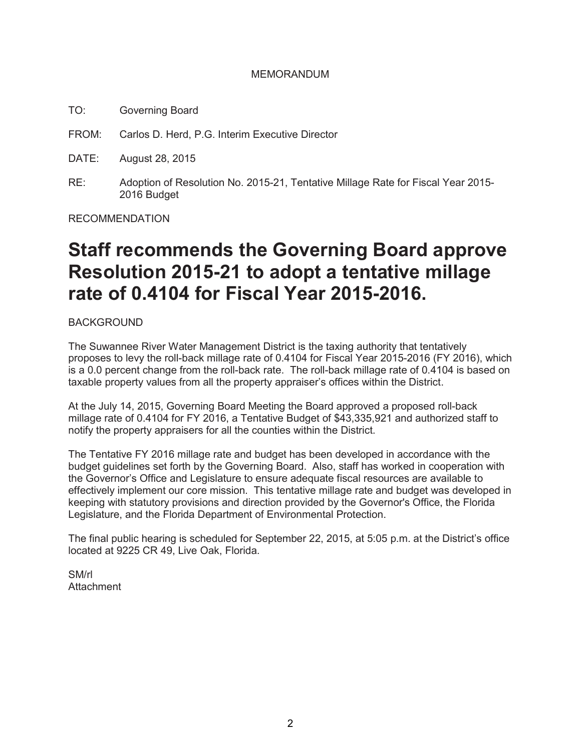# MEMORANDUM

TO: Governing Board

FROM: Carlos D. Herd, P.G. Interim Executive Director

DATE: August 28, 2015

RE: Adoption of Resolution No. 2015-21, Tentative Millage Rate for Fiscal Year 2015-2016 Budget

RECOMMENDATION

## Staff recommends the Governing Board approve Resolution 2015-21 to adopt a tentative millage rate of 0.4104 for Fiscal Year 2015-2016.

BACKGROUND

The Suwannee River Water Management District is the taxing authority that tentatively proposes to levy the roll-back millage rate of 0.4104 for Fiscal Year 2015-2016 (FY 2016), which is a 0.0 percent change from the roll-back rate. The roll-back millage rate of 0.4104 is based on taxable property values from all the property appraiser's offices within the District.

At the July 14, 2015, Governing Board Meeting the Board approved a proposed roll-back millage rate of 0.4104 for FY 2016, a Tentative Budget of $43,335,921 and authorized staff to notify the property appraisers for all the counties within the District.

The Tentative FY 2016 millage rate and budget has been developed in accordance with the budget guidelines set forth by the Governing Board. Also, staff has worked in cooperation with the Governor's Office and Legislature to ensure adequate fiscal resources are available to effectively implement our core mission. This tentative millage rate and budget was developed in keeping with statutory provisions and direction provided by the Governor's Office, the Florida Legislature, and the Florida Department of Environmental Protection.

The final public hearing is scheduled for September 22, 2015, at 5:05 p.m. at the District's office located at 9225 CR 49, Live Oak, Florida.

SM/rl
Attachment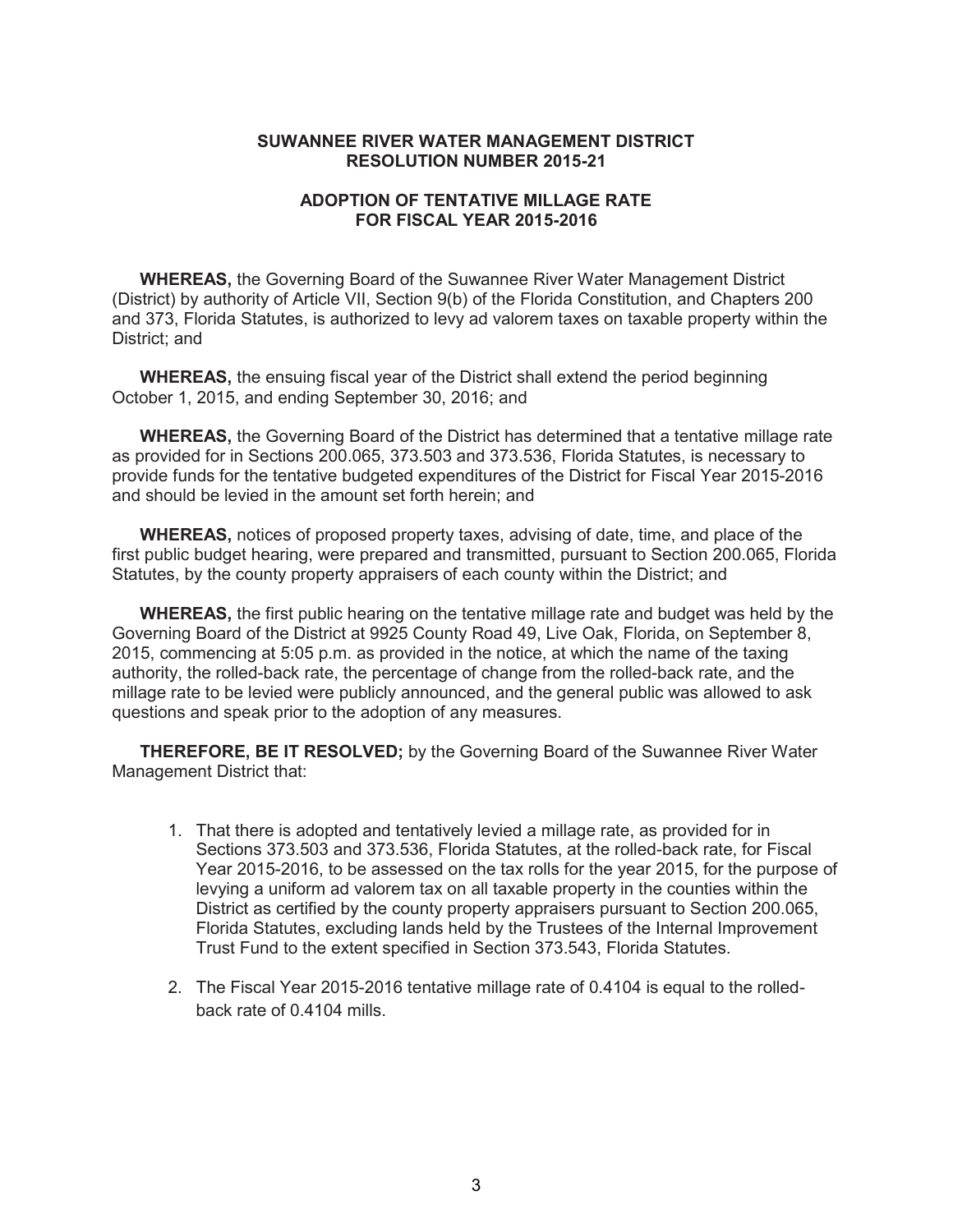**SUWANNEE RIVER WATER MANAGEMENT DISTRICT**
**RESOLUTION NUMBER 2015-21**

**ADOPTION OF TENTATIVE MILLAGE RATE**
**FOR FISCAL YEAR 2015-2016**

**WHEREAS,** the Governing Board of the Suwannee River Water Management District (District) by authority of Article VII, Section 9(b) of the Florida Constitution, and Chapters 200 and 373, Florida Statutes, is authorized to levy ad valorem taxes on taxable property within the District; and

**WHEREAS,** the ensuing fiscal year of the District shall extend the period beginning October 1, 2015, and ending September 30, 2016; and

**WHEREAS,** the Governing Board of the District has determined that a tentative millage rate as provided for in Sections 200.065, 373.503 and 373.536, Florida Statutes, is necessary to provide funds for the tentative budgeted expenditures of the District for Fiscal Year 2015-2016 and should be levied in the amount set forth herein; and

**WHEREAS,** notices of proposed property taxes, advising of date, time, and place of the first public budget hearing, were prepared and transmitted, pursuant to Section 200.065, Florida Statutes, by the county property appraisers of each county within the District; and

**WHEREAS,** the first public hearing on the tentative millage rate and budget was held by the Governing Board of the District at 9925 County Road 49, Live Oak, Florida, on September 8, 2015, commencing at 5:05 p.m. as provided in the notice, at which the name of the taxing authority, the rolled-back rate, the percentage of change from the rolled-back rate, and the millage rate to be levied were publicly announced, and the general public was allowed to ask questions and speak prior to the adoption of any measures.

**THEREFORE, BE IT RESOLVED;** by the Governing Board of the Suwannee River Water Management District that:

1. That there is adopted and tentatively levied a millage rate, as provided for in Sections 373.503 and 373.536, Florida Statutes, at the rolled-back rate, for Fiscal Year 2015-2016, to be assessed on the tax rolls for the year 2015, for the purpose of levying a uniform ad valorem tax on all taxable property in the counties within the District as certified by the county property appraisers pursuant to Section 200.065, Florida Statutes, excluding lands held by the Trustees of the Internal Improvement Trust Fund to the extent specified in Section 373.543, Florida Statutes.

2. The Fiscal Year 2015-2016 tentative millage rate of 0.4104 is equal to the rolled-back rate of 0.4104 mills.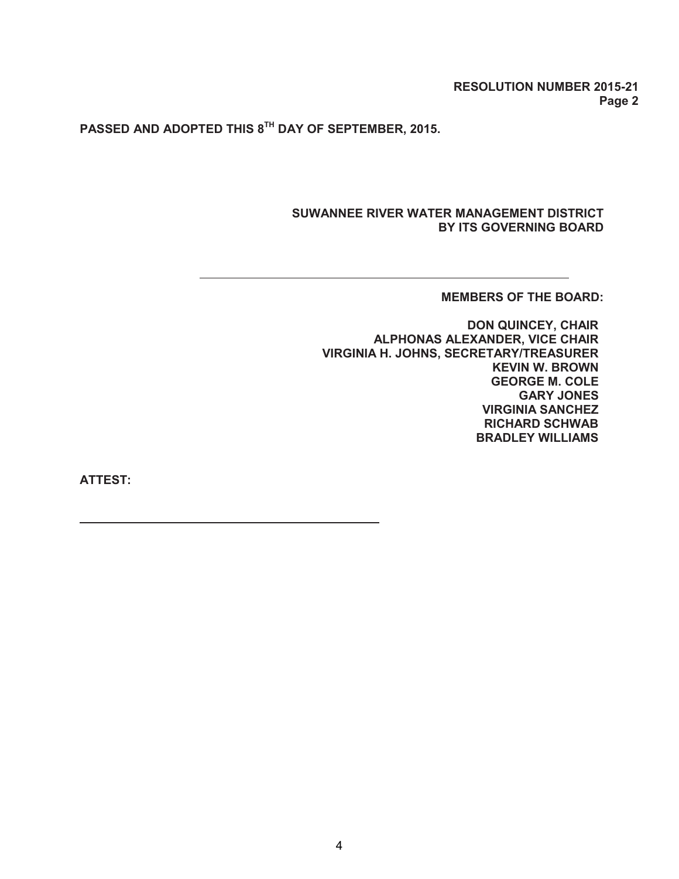**RESOLUTION NUMBER 2015-21**
**Page 2**

**PASSED AND ADOPTED THIS 8TH DAY OF SEPTEMBER, 2015.**

**SUWANNEE RIVER WATER MANAGEMENT DISTRICT**
**BY ITS GOVERNING BOARD**

\_\_\_\_\_\_\_\_\_\_\_\_\_\_\_\_\_\_\_\_\_\_\_\_\_\_\_\_\_\_\_\_\_\_\_\_\_\_\_\_\_\_\_\_\_\_

**MEMBERS OF THE BOARD:**

**DON QUINCEY, CHAIR**
**ALPHONAS ALEXANDER, VICE CHAIR**
**VIRGINIA H. JOHNS, SECRETARY/TREASURER**
**KEVIN W. BROWN**
**GEORGE M. COLE**
**GARY JONES**
**VIRGINIA SANCHEZ**
**RICHARD SCHWAB**
**BRADLEY WILLIAMS**

**ATTEST:**

\_\_\_\_\_\_\_\_\_\_\_\_\_\_\_\_\_\_\_\_\_\_\_\_\_\_\_\_\_\_\_\_\_\_\_\_\_\_\_\_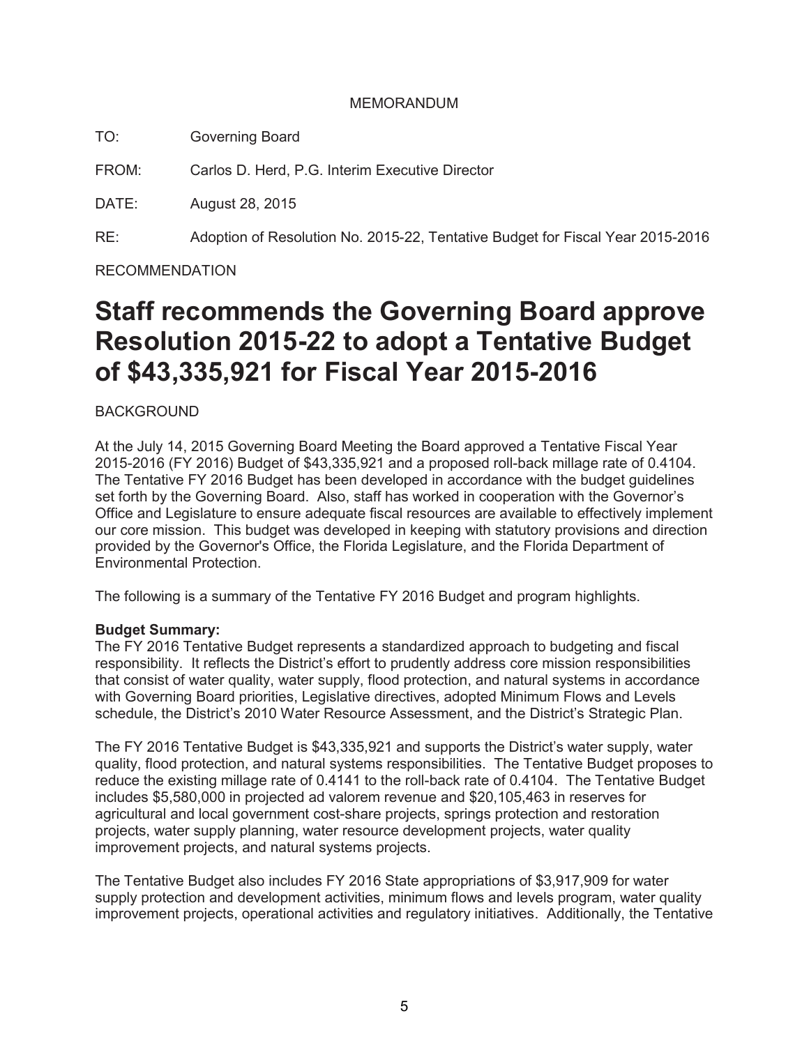MEMORANDUM

TO: Governing Board

FROM: Carlos D. Herd, P.G. Interim Executive Director

DATE: August 28, 2015

RE: Adoption of Resolution No. 2015-22, Tentative Budget for Fiscal Year 2015-2016

RECOMMENDATION

# Staff recommends the Governing Board approve Resolution 2015-22 to adopt a Tentative Budget of $43,335,921 for Fiscal Year 2015-2016

BACKGROUND

At the July 14, 2015 Governing Board Meeting the Board approved a Tentative Fiscal Year 2015-2016 (FY 2016) Budget of $43,335,921 and a proposed roll-back millage rate of 0.4104. The Tentative FY 2016 Budget has been developed in accordance with the budget guidelines set forth by the Governing Board. Also, staff has worked in cooperation with the Governor's Office and Legislature to ensure adequate fiscal resources are available to effectively implement our core mission. This budget was developed in keeping with statutory provisions and direction provided by the Governor's Office, the Florida Legislature, and the Florida Department of Environmental Protection.

The following is a summary of the Tentative FY 2016 Budget and program highlights.

**Budget Summary:**
The FY 2016 Tentative Budget represents a standardized approach to budgeting and fiscal responsibility. It reflects the District's effort to prudently address core mission responsibilities that consist of water quality, water supply, flood protection, and natural systems in accordance with Governing Board priorities, Legislative directives, adopted Minimum Flows and Levels schedule, the District's 2010 Water Resource Assessment, and the District's Strategic Plan.

The FY 2016 Tentative Budget is $43,335,921 and supports the District's water supply, water quality, flood protection, and natural systems responsibilities. The Tentative Budget proposes to reduce the existing millage rate of 0.4141 to the roll-back rate of 0.4104. The Tentative Budget includes $5,580,000 in projected ad valorem revenue and $20,105,463 in reserves for agricultural and local government cost-share projects, springs protection and restoration projects, water supply planning, water resource development projects, water quality improvement projects, and natural systems projects.

The Tentative Budget also includes FY 2016 State appropriations of $3,917,909 for water supply protection and development activities, minimum flows and levels program, water quality improvement projects, operational activities and regulatory initiatives. Additionally, the Tentative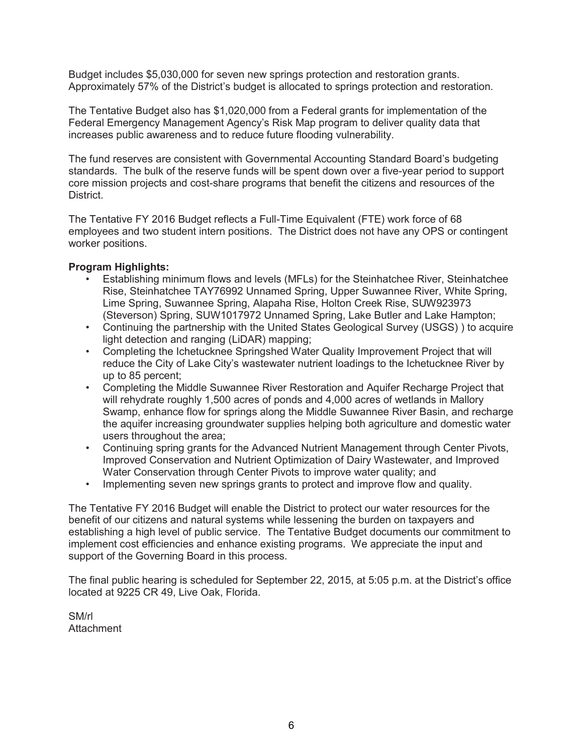Budget includes $5,030,000 for seven new springs protection and restoration grants. Approximately 57% of the District's budget is allocated to springs protection and restoration.

The Tentative Budget also has $1,020,000 from a Federal grants for implementation of the Federal Emergency Management Agency's Risk Map program to deliver quality data that increases public awareness and to reduce future flooding vulnerability.

The fund reserves are consistent with Governmental Accounting Standard Board's budgeting standards. The bulk of the reserve funds will be spent down over a five-year period to support core mission projects and cost-share programs that benefit the citizens and resources of the District.

The Tentative FY 2016 Budget reflects a Full-Time Equivalent (FTE) work force of 68 employees and two student intern positions. The District does not have any OPS or contingent worker positions.

**Program Highlights:**

- Establishing minimum flows and levels (MFLs) for the Steinhatchee River, Steinhatchee Rise, Steinhatchee TAY76992 Unnamed Spring, Upper Suwannee River, White Spring, Lime Spring, Suwannee Spring, Alapaha Rise, Holton Creek Rise, SUW923973 (Steverson) Spring, SUW1017972 Unnamed Spring, Lake Butler and Lake Hampton;
- Continuing the partnership with the United States Geological Survey (USGS) ) to acquire light detection and ranging (LiDAR) mapping;
- Completing the Ichetucknee Springshed Water Quality Improvement Project that will reduce the City of Lake City's wastewater nutrient loadings to the Ichetucknee River by up to 85 percent;
- Completing the Middle Suwannee River Restoration and Aquifer Recharge Project that will rehydrate roughly 1,500 acres of ponds and 4,000 acres of wetlands in Mallory Swamp, enhance flow for springs along the Middle Suwannee River Basin, and recharge the aquifer increasing groundwater supplies helping both agriculture and domestic water users throughout the area;
- Continuing spring grants for the Advanced Nutrient Management through Center Pivots, Improved Conservation and Nutrient Optimization of Dairy Wastewater, and Improved Water Conservation through Center Pivots to improve water quality; and
- Implementing seven new springs grants to protect and improve flow and quality.

The Tentative FY 2016 Budget will enable the District to protect our water resources for the benefit of our citizens and natural systems while lessening the burden on taxpayers and establishing a high level of public service. The Tentative Budget documents our commitment to implement cost efficiencies and enhance existing programs. We appreciate the input and support of the Governing Board in this process.

The final public hearing is scheduled for September 22, 2015, at 5:05 p.m. at the District's office located at 9225 CR 49, Live Oak, Florida.

SM/rl
Attachment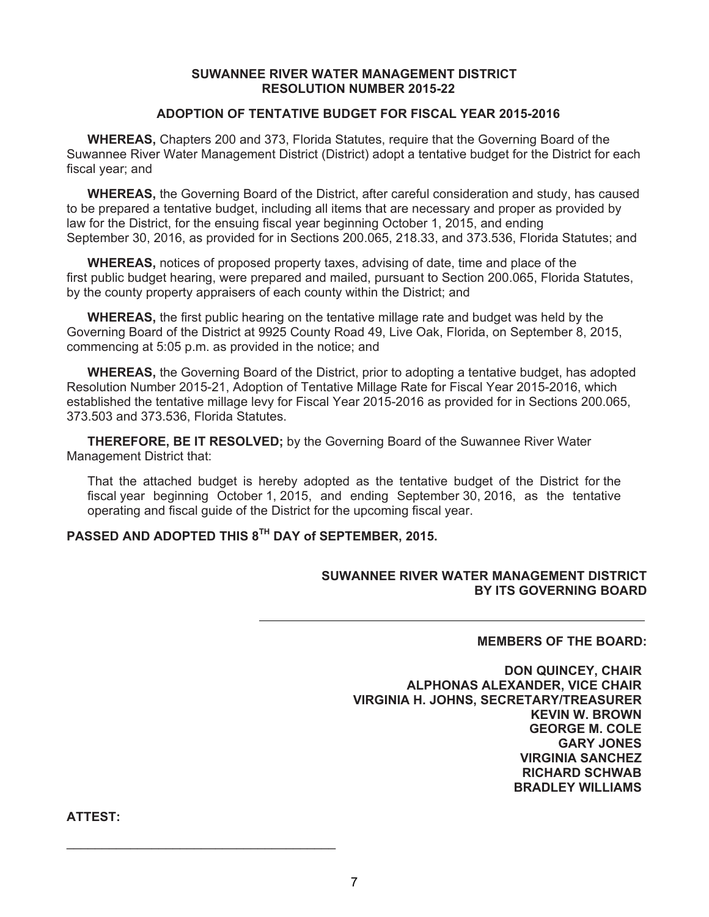**SUWANNEE RIVER WATER MANAGEMENT DISTRICT**
**RESOLUTION NUMBER 2015-22**

**ADOPTION OF TENTATIVE BUDGET FOR FISCAL YEAR 2015-2016**

**WHEREAS,** Chapters 200 and 373, Florida Statutes, require that the Governing Board of the Suwannee River Water Management District (District) adopt a tentative budget for the District for each fiscal year; and

**WHEREAS,** the Governing Board of the District, after careful consideration and study, has caused to be prepared a tentative budget, including all items that are necessary and proper as provided by law for the District, for the ensuing fiscal year beginning October 1, 2015, and ending September 30, 2016, as provided for in Sections 200.065, 218.33, and 373.536, Florida Statutes; and

**WHEREAS,** notices of proposed property taxes, advising of date, time and place of the first public budget hearing, were prepared and mailed, pursuant to Section 200.065, Florida Statutes, by the county property appraisers of each county within the District; and

**WHEREAS,** the first public hearing on the tentative millage rate and budget was held by the Governing Board of the District at 9925 County Road 49, Live Oak, Florida, on September 8, 2015, commencing at 5:05 p.m. as provided in the notice; and

**WHEREAS,** the Governing Board of the District, prior to adopting a tentative budget, has adopted Resolution Number 2015-21, Adoption of Tentative Millage Rate for Fiscal Year 2015-2016, which established the tentative millage levy for Fiscal Year 2015-2016 as provided for in Sections 200.065, 373.503 and 373.536, Florida Statutes.

**THEREFORE, BE IT RESOLVED;** by the Governing Board of the Suwannee River Water Management District that:

That the attached budget is hereby adopted as the tentative budget of the District for the fiscal year beginning October 1, 2015, and ending September 30, 2016, as the tentative operating and fiscal guide of the District for the upcoming fiscal year.

**PASSED AND ADOPTED THIS 8TH DAY of SEPTEMBER, 2015.**

**SUWANNEE RIVER WATER MANAGEMENT DISTRICT**
**BY ITS GOVERNING BOARD**

\_\_\_\_\_\_\_\_\_\_\_\_\_\_\_\_\_\_\_\_\_\_\_\_\_\_\_\_\_\_\_\_\_\_\_\_\_\_\_\_

**MEMBERS OF THE BOARD:**

**DON QUINCEY, CHAIR**
**ALPHONAS ALEXANDER, VICE CHAIR**
**VIRGINIA H. JOHNS, SECRETARY/TREASURER**
**KEVIN W. BROWN**
**GEORGE M. COLE**
**GARY JONES**
**VIRGINIA SANCHEZ**
**RICHARD SCHWAB**
**BRADLEY WILLIAMS**

**ATTEST:**

\_\_\_\_\_\_\_\_\_\_\_\_\_\_\_\_\_\_\_\_\_\_\_\_\_\_\_\_\_\_\_\_\_\_\_\_\_\_\_\_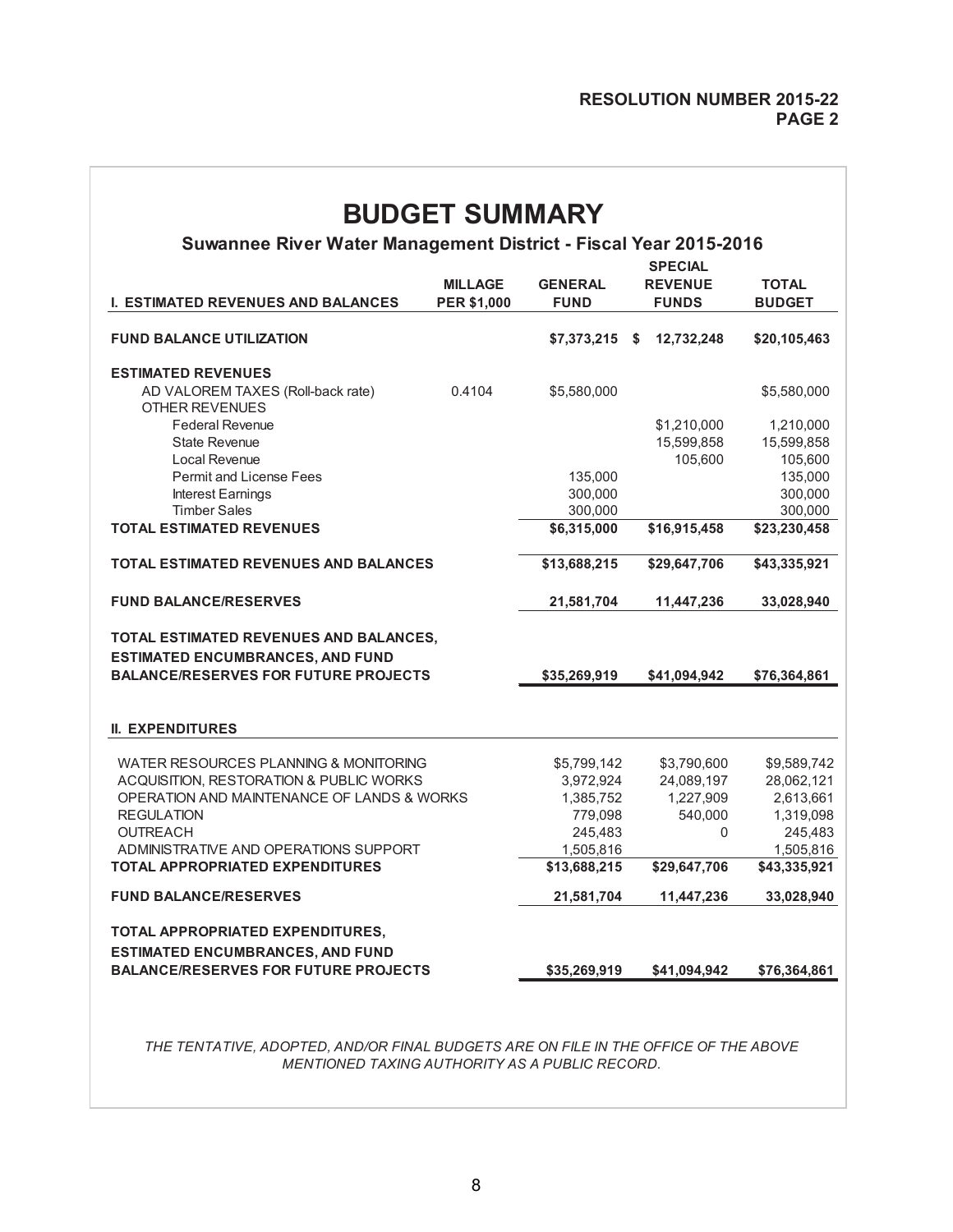RESOLUTION NUMBER 2015-22
PAGE 2

# BUDGET SUMMARY

## Suwannee River Water Management District - Fiscal Year 2015-2016

| I. ESTIMATED REVENUES AND BALANCES | MILLAGE PER $1,000 | GENERAL FUND | SPECIAL REVENUE FUNDS | TOTAL BUDGET |
|---|---|---|---|---|
| **FUND BALANCE UTILIZATION** | | **$7,373,215** | **$ 12,732,248** | **$20,105,463** |
| **ESTIMATED REVENUES** | | | | |
| AD VALOREM TAXES (Roll-back rate) | 0.4104 | $5,580,000 | | $5,580,000 |
| OTHER REVENUES | | | | |
| Federal Revenue | | | $1,210,000 | 1,210,000 |
| State Revenue | | | 15,599,858 | 15,599,858 |
| Local Revenue | | | 105,600 | 105,600 |
| Permit and License Fees | | 135,000 | | 135,000 |
| Interest Earnings | | 300,000 | | 300,000 |
| Timber Sales | | 300,000 | | 300,000 |
| **TOTAL ESTIMATED REVENUES** | | **$6,315,000** | **$16,915,458** | **$23,230,458** |
| **TOTAL ESTIMATED REVENUES AND BALANCES** | | **$13,688,215** | **$29,647,706** | **$43,335,921** |
| **FUND BALANCE/RESERVES** | | **21,581,704** | **11,447,236** | **33,028,940** |
| **TOTAL ESTIMATED REVENUES AND BALANCES, ESTIMATED ENCUMBRANCES, AND FUND BALANCE/RESERVES FOR FUTURE PROJECTS** | | **$35,269,919** | **$41,094,942** | **$76,364,861** |

| II. EXPENDITURES | GENERAL FUND | SPECIAL REVENUE FUNDS | TOTAL BUDGET |
|---|---|---|---|
| WATER RESOURCES PLANNING & MONITORING | $5,799,142 | $3,790,600 | $9,589,742 |
| ACQUISITION, RESTORATION & PUBLIC WORKS | 3,972,924 | 24,089,197 | 28,062,121 |
| OPERATION AND MAINTENANCE OF LANDS & WORKS | 1,385,752 | 1,227,909 | 2,613,661 |
| REGULATION | 779,098 | 540,000 | 1,319,098 |
| OUTREACH | 245,483 | 0 | 245,483 |
| ADMINISTRATIVE AND OPERATIONS SUPPORT | 1,505,816 | | 1,505,816 |
| **TOTAL APPROPRIATED EXPENDITURES** | **$13,688,215** | **$29,647,706** | **$43,335,921** |
| **FUND BALANCE/RESERVES** | **21,581,704** | **11,447,236** | **33,028,940** |
| **TOTAL APPROPRIATED EXPENDITURES, ESTIMATED ENCUMBRANCES, AND FUND BALANCE/RESERVES FOR FUTURE PROJECTS** | **$35,269,919** | **$41,094,942** | **$76,364,861** |

*THE TENTATIVE, ADOPTED, AND/OR FINAL BUDGETS ARE ON FILE IN THE OFFICE OF THE ABOVE MENTIONED TAXING AUTHORITY AS A PUBLIC RECORD.*